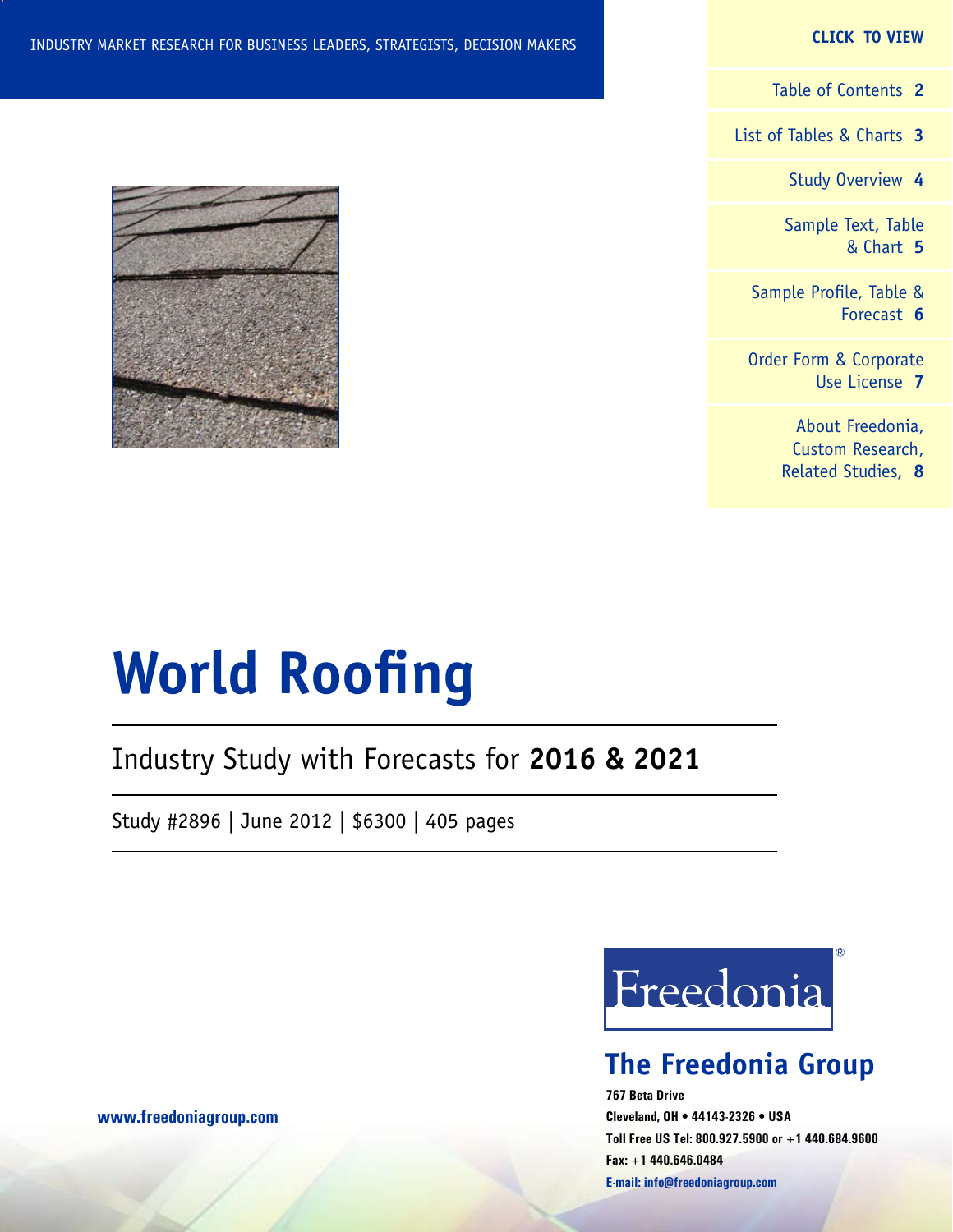INDUSTRY MARKET RESEARCH FOR BUSINESS LEADERS, STRATEGISTS, DECISION MAKERS

**CLICK TO VIEW**

- Table of Contents **2**
- List of Tables & Charts **3**
- Study Overview **4**
- Sample Text, Table & Chart **5**
- Sample Profile, Table & Forecast **6**
- Order Form & Corporate Use License **7**
- About Freedonia, Custom Research, Related Studies, **8**

# World Roofing

## Industry Study with Forecasts for **2016 & 2021**

Study #2896 | June 2012 | $6300 | 405 pages

**www.freedoniagroup.com**

Freedonia®

## The Freedonia Group

**767 Beta Drive**
**Cleveland, OH • 44143-2326 • USA**
**Toll Free US Tel: 800.927.5900 or +1 440.684.9600**
**Fax: +1 440.646.0484**
**E-mail: info@freedoniagroup.com**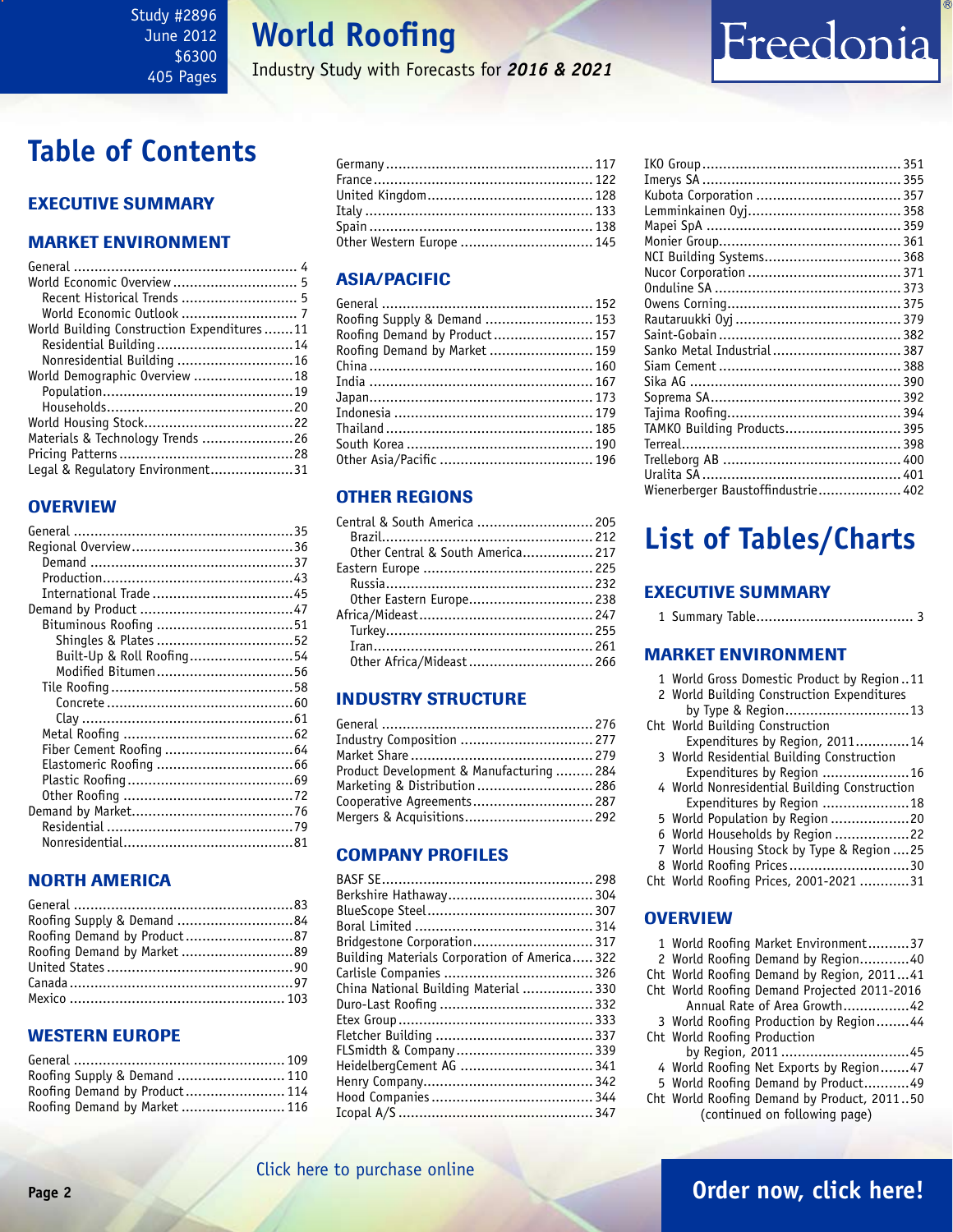Study #2896
June 2012
$6300
405 Pages

# World Roofing

Industry Study with Forecasts for ***2016 & 2021***

# Table of Contents

## EXECUTIVE SUMMARY

## MARKET ENVIRONMENT

General ... 4
World Economic Overview ... 5
- Recent Historical Trends ... 5
- World Economic Outlook ... 7

World Building Construction Expenditures ... 11
- Residential Building ... 14
- Nonresidential Building ... 16

World Demographic Overview ... 18
- Population ... 19
- Households ... 20

World Housing Stock ... 22
Materials & Technology Trends ... 26
Pricing Patterns ... 28
Legal & Regulatory Environment ... 31

## OVERVIEW

General ... 35
Regional Overview ... 36
- Demand ... 37
- Production ... 43
- International Trade ... 45

Demand by Product ... 47
- Bituminous Roofing ... 51
  - Shingles & Plates ... 52
  - Built-Up & Roll Roofing ... 54
  - Modified Bitumen ... 56
- Tile Roofing ... 58
  - Concrete ... 60
  - Clay ... 61
- Metal Roofing ... 62
- Fiber Cement Roofing ... 64
- Elastomeric Roofing ... 66
- Plastic Roofing ... 69
- Other Roofing ... 72

Demand by Market ... 76
- Residential ... 79
- Nonresidential ... 81

## NORTH AMERICA

General ... 83
Roofing Supply & Demand ... 84
Roofing Demand by Product ... 87
Roofing Demand by Market ... 89
United States ... 90
Canada ... 97
Mexico ... 103

## WESTERN EUROPE

General ... 109
Roofing Supply & Demand ... 110
Roofing Demand by Product ... 114
Roofing Demand by Market ... 116
Germany ... 117
France ... 122
United Kingdom ... 128
Italy ... 133
Spain ... 138
Other Western Europe ... 145

## ASIA/PACIFIC

General ... 152
Roofing Supply & Demand ... 153
Roofing Demand by Product ... 157
Roofing Demand by Market ... 159
China ... 160
India ... 167
Japan ... 173
Indonesia ... 179
Thailand ... 185
South Korea ... 190
Other Asia/Pacific ... 196

## OTHER REGIONS

Central & South America ... 205
- Brazil ... 212
- Other Central & South America ... 217

Eastern Europe ... 225
- Russia ... 232
- Other Eastern Europe ... 238

Africa/Mideast ... 247
- Turkey ... 255
- Iran ... 261
- Other Africa/Mideast ... 266

## INDUSTRY STRUCTURE

General ... 276
Industry Composition ... 277
Market Share ... 279
Product Development & Manufacturing ... 284
Marketing & Distribution ... 286
Cooperative Agreements ... 287
Mergers & Acquisitions ... 292

## COMPANY PROFILES

BASF SE ... 298
Berkshire Hathaway ... 304
BlueScope Steel ... 307
Boral Limited ... 314
Bridgestone Corporation ... 317
Building Materials Corporation of America ... 322
Carlisle Companies ... 326
China National Building Material ... 330
Duro-Last Roofing ... 332
Etex Group ... 333
Fletcher Building ... 337
FLSmidth & Company ... 339
HeidelbergCement AG ... 341
Henry Company ... 342
Hood Companies ... 344
Icopal A/S ... 347
IKO Group ... 351
Imerys SA ... 355
Kubota Corporation ... 357
Lemminkainen Oyj ... 358
Mapei SpA ... 359
Monier Group ... 361
NCI Building Systems ... 368
Nucor Corporation ... 371
Onduline SA ... 373
Owens Corning ... 375
Rautaruukki Oyj ... 379
Saint-Gobain ... 382
Sanko Metal Industrial ... 387
Siam Cement ... 388
Sika AG ... 390
Soprema SA ... 392
Tajima Roofing ... 394
TAMKO Building Products ... 395
Terreal ... 398
Trelleborg AB ... 400
Uralita SA ... 401
Wienerberger Baustoffindustrie ... 402

# List of Tables/Charts

## EXECUTIVE SUMMARY

1 Summary Table ... 3

## MARKET ENVIRONMENT

1 World Gross Domestic Product by Region ... 11
2 World Building Construction Expenditures by Type & Region ... 13
Cht World Building Construction Expenditures by Region, 2011 ... 14
3 World Residential Building Construction Expenditures by Region ... 16
4 World Nonresidential Building Construction Expenditures by Region ... 18
5 World Population by Region ... 20
6 World Households by Region ... 22
7 World Housing Stock by Type & Region ... 25
8 World Roofing Prices ... 30
Cht World Roofing Prices, 2001-2021 ... 31

## OVERVIEW

1 World Roofing Market Environment ... 37
2 World Roofing Demand by Region ... 40
Cht World Roofing Demand by Region, 2011 ... 41
Cht World Roofing Demand Projected 2011-2016 Annual Rate of Area Growth ... 42
3 World Roofing Production by Region ... 44
Cht World Roofing Production by Region, 2011 ... 45
4 World Roofing Net Exports by Region ... 47
5 World Roofing Demand by Product ... 49
Cht World Roofing Demand by Product, 2011 ... 50

(continued on following page)

Click here to purchase online

Order now, click here!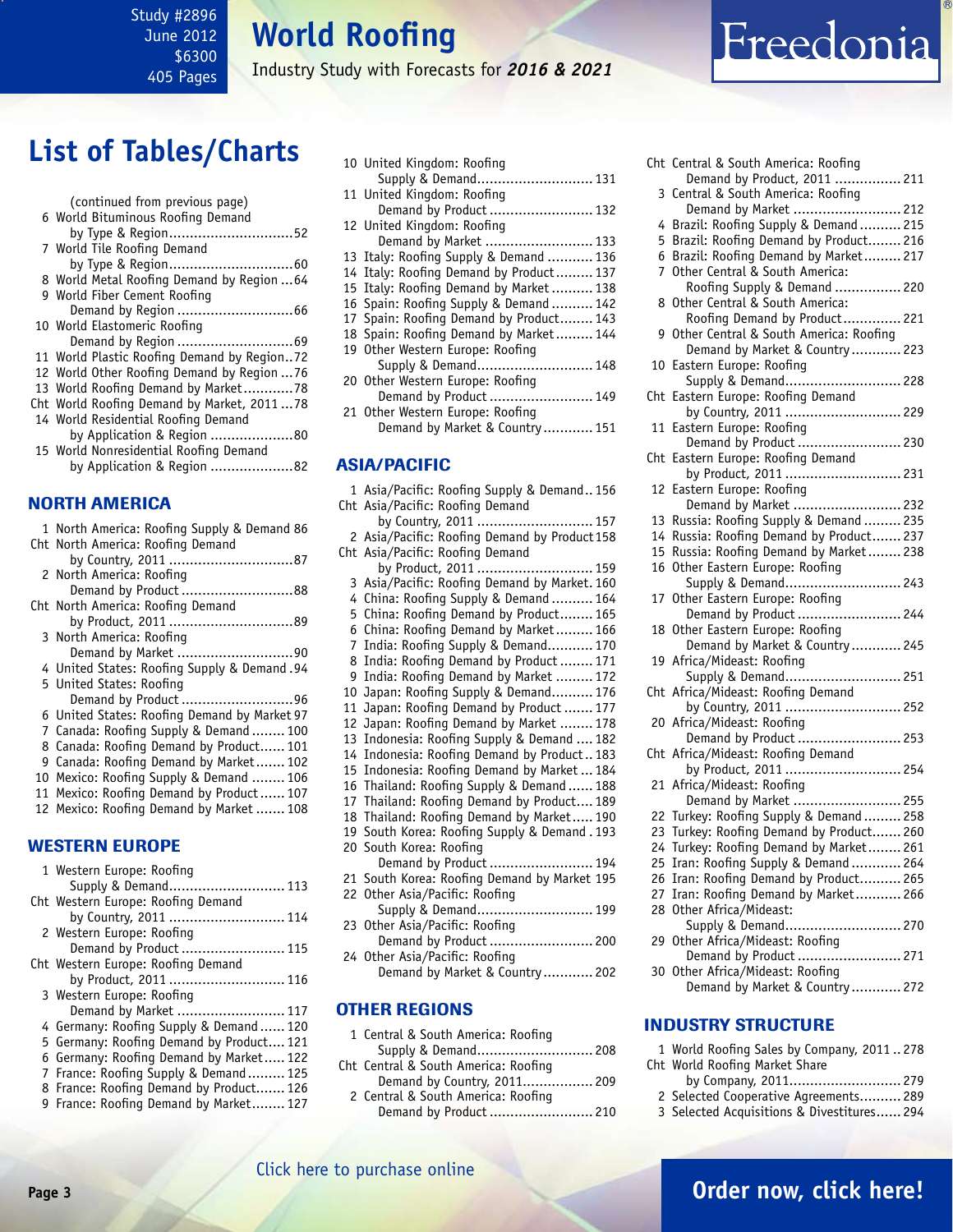## List of Tables/Charts

(continued from previous page)

6 World Bituminous Roofing Demand by Type & Region..............................52
7 World Tile Roofing Demand by Type & Region..............................60
8 World Metal Roofing Demand by Region ...64
9 World Fiber Cement Roofing Demand by Region ............................66
10 World Elastomeric Roofing Demand by Region ............................69
11 World Plastic Roofing Demand by Region..72
12 World Other Roofing Demand by Region ...76
13 World Roofing Demand by Market............78
Cht World Roofing Demand by Market, 2011 ...78
14 World Residential Roofing Demand by Application & Region ....................80
15 World Nonresidential Roofing Demand by Application & Region ....................82

### NORTH AMERICA

1 North America: Roofing Supply & Demand 86
Cht North America: Roofing Demand by Country, 2011 ..............................87
2 North America: Roofing Demand by Product ...........................88
Cht North America: Roofing Demand by Product, 2011 ..............................89
3 North America: Roofing Demand by Market ............................90
4 United States: Roofing Supply & Demand .94
5 United States: Roofing Demand by Product ...........................96
6 United States: Roofing Demand by Market 97
7 Canada: Roofing Supply & Demand ........100
8 Canada: Roofing Demand by Product......101
9 Canada: Roofing Demand by Market.......102
10 Mexico: Roofing Supply & Demand ........106
11 Mexico: Roofing Demand by Product ......107
12 Mexico: Roofing Demand by Market .......108

### WESTERN EUROPE

1 Western Europe: Roofing Supply & Demand............................113
Cht Western Europe: Roofing Demand by Country, 2011 ............................114
2 Western Europe: Roofing Demand by Product .........................115
Cht Western Europe: Roofing Demand by Product, 2011 ............................116
3 Western Europe: Roofing Demand by Market ..........................117
4 Germany: Roofing Supply & Demand ......120
5 Germany: Roofing Demand by Product.....121
6 Germany: Roofing Demand by Market.....122
7 France: Roofing Supply & Demand .........125
8 France: Roofing Demand by Product.......126
9 France: Roofing Demand by Market........127
10 United Kingdom: Roofing Supply & Demand............................131
11 United Kingdom: Roofing Demand by Product .........................132
12 United Kingdom: Roofing Demand by Market ..........................133
13 Italy: Roofing Supply & Demand ...........136
14 Italy: Roofing Demand by Product.........137
15 Italy: Roofing Demand by Market ..........138
16 Spain: Roofing Supply & Demand ..........142
17 Spain: Roofing Demand by Product........143
18 Spain: Roofing Demand by Market.........144
19 Other Western Europe: Roofing Supply & Demand............................148
20 Other Western Europe: Roofing Demand by Product .........................149
21 Other Western Europe: Roofing Demand by Market & Country ............151

### ASIA/PACIFIC

1 Asia/Pacific: Roofing Supply & Demand..156
Cht Asia/Pacific: Roofing Demand by Country, 2011 ............................157
2 Asia/Pacific: Roofing Demand by Product 158
Cht Asia/Pacific: Roofing Demand by Product, 2011 ............................159
3 Asia/Pacific: Roofing Demand by Market. 160
4 China: Roofing Supply & Demand ..........164
5 China: Roofing Demand by Product........165
6 China: Roofing Demand by Market.........166
7 India: Roofing Supply & Demand...........170
8 India: Roofing Demand by Product ........171
9 India: Roofing Demand by Market .........172
10 Japan: Roofing Supply & Demand..........176
11 Japan: Roofing Demand by Product .......177
12 Japan: Roofing Demand by Market ........178
13 Indonesia: Roofing Supply & Demand ....182
14 Indonesia: Roofing Demand by Product..183
15 Indonesia: Roofing Demand by Market ...184
16 Thailand: Roofing Supply & Demand ......188
17 Thailand: Roofing Demand by Product....189
18 Thailand: Roofing Demand by Market.....190
19 South Korea: Roofing Supply & Demand . 193
20 South Korea: Roofing Demand by Product .........................194
21 South Korea: Roofing Demand by Market 195
22 Other Asia/Pacific: Roofing Supply & Demand............................199
23 Other Asia/Pacific: Roofing Demand by Product .........................200
24 Other Asia/Pacific: Roofing Demand by Market & Country ............202

### OTHER REGIONS

1 Central & South America: Roofing Supply & Demand............................208
Cht Central & South America: Roofing Demand by Country, 2011................209
2 Central & South America: Roofing Demand by Product .........................210
Cht Central & South America: Roofing Demand by Product, 2011 ................211
3 Central & South America: Roofing Demand by Market ..........................212
4 Brazil: Roofing Supply & Demand ..........215
5 Brazil: Roofing Demand by Product........216
6 Brazil: Roofing Demand by Market.........217
7 Other Central & South America: Roofing Supply & Demand ................220
8 Other Central & South America: Roofing Demand by Product..............221
9 Other Central & South America: Roofing Demand by Market & Country ............223
10 Eastern Europe: Roofing Supply & Demand............................228
Cht Eastern Europe: Roofing Demand by Country, 2011 ............................229
11 Eastern Europe: Roofing Demand by Product .........................230
Cht Eastern Europe: Roofing Demand by Product, 2011 ............................231
12 Eastern Europe: Roofing Demand by Market ..........................232
13 Russia: Roofing Supply & Demand .........235
14 Russia: Roofing Demand by Product.......237
15 Russia: Roofing Demand by Market........238
16 Other Eastern Europe: Roofing Supply & Demand............................243
17 Other Eastern Europe: Roofing Demand by Product .........................244
18 Other Eastern Europe: Roofing Demand by Market & Country ............245
19 Africa/Mideast: Roofing Supply & Demand............................251
Cht Africa/Mideast: Roofing Demand by Country, 2011 ............................252
20 Africa/Mideast: Roofing Demand by Product .........................253
Cht Africa/Mideast: Roofing Demand by Product, 2011 ............................254
21 Africa/Mideast: Roofing Demand by Market ..........................255
22 Turkey: Roofing Supply & Demand .........258
23 Turkey: Roofing Demand by Product.......260
24 Turkey: Roofing Demand by Market........261
25 Iran: Roofing Supply & Demand ............264
26 Iran: Roofing Demand by Product..........265
27 Iran: Roofing Demand by Market...........266
28 Other Africa/Mideast: Supply & Demand............................270
29 Other Africa/Mideast: Roofing Demand by Product .........................271
30 Other Africa/Mideast: Roofing Demand by Market & Country ............272

### INDUSTRY STRUCTURE

1 World Roofing Sales by Company, 2011 ..278
Cht World Roofing Market Share by Company, 2011...........................279
2 Selected Cooperative Agreements..........289
3 Selected Acquisitions & Divestitures......294

Click here to purchase online

Order now, click here!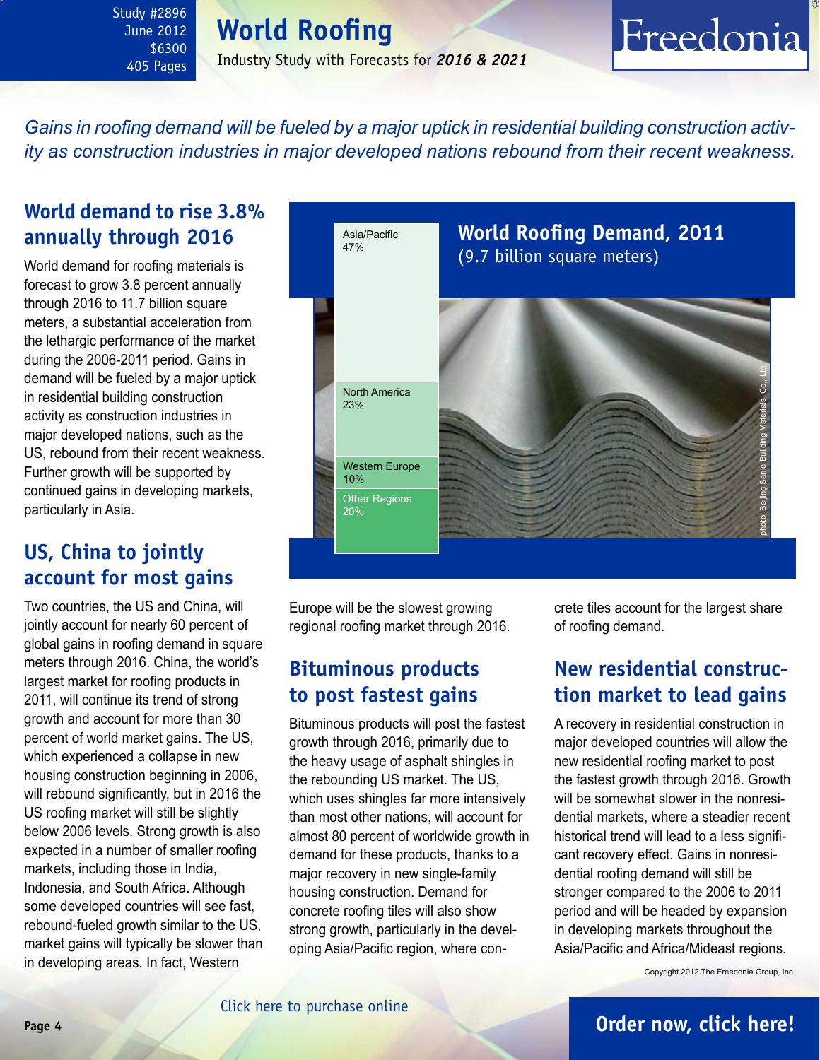# World Roofing

Industry Study with Forecasts for ***2016 & 2021***

Study #2896
June 2012
$6300
405 Pages

*Gains in roofing demand will be fueled by a major uptick in residential building construction activity as construction industries in major developed nations rebound from their recent weakness.*

## World demand to rise 3.8% annually through 2016

World demand for roofing materials is forecast to grow 3.8 percent annually through 2016 to 11.7 billion square meters, a substantial acceleration from the lethargic performance of the market during the 2006-2011 period. Gains in demand will be fueled by a major uptick in residential building construction activity as construction industries in major developed nations, such as the US, rebound from their recent weakness. Further growth will be supported by continued gains in developing markets, particularly in Asia.

**World Roofing Demand, 2011**
(9.7 billion square meters)

| Region | Share |
|---|---|
| Asia/Pacific | 47% |
| North America | 23% |
| Western Europe | 10% |
| Other Regions | 20% |

photo: Beijing Sanle Building Materials Co., Ltd.

## US, China to jointly account for most gains

Two countries, the US and China, will jointly account for nearly 60 percent of global gains in roofing demand in square meters through 2016. China, the world's largest market for roofing products in 2011, will continue its trend of strong growth and account for more than 30 percent of world market gains. The US, which experienced a collapse in new housing construction beginning in 2006, will rebound significantly, but in 2016 the US roofing market will still be slightly below 2006 levels. Strong growth is also expected in a number of smaller roofing markets, including those in India, Indonesia, and South Africa. Although some developed countries will see fast, rebound-fueled growth similar to the US, market gains will typically be slower than in developing areas. In fact, Western Europe will be the slowest growing regional roofing market through 2016.

## Bituminous products to post fastest gains

Bituminous products will post the fastest growth through 2016, primarily due to the heavy usage of asphalt shingles in the rebounding US market. The US, which uses shingles far more intensively than most other nations, will account for almost 80 percent of worldwide growth in demand for these products, thanks to a major recovery in new single-family housing construction. Demand for concrete roofing tiles will also show strong growth, particularly in the developing Asia/Pacific region, where concrete tiles account for the largest share of roofing demand.

## New residential construction market to lead gains

A recovery in residential construction in major developed countries will allow the new residential roofing market to post the fastest growth through 2016. Growth will be somewhat slower in the nonresidential markets, where a steadier recent historical trend will lead to a less significant recovery effect. Gains in nonresidential roofing demand will still be stronger compared to the 2006 to 2011 period and will be headed by expansion in developing markets throughout the Asia/Pacific and Africa/Mideast regions.

Copyright 2012 The Freedonia Group, Inc.

Click here to purchase online

**Order now, click here!**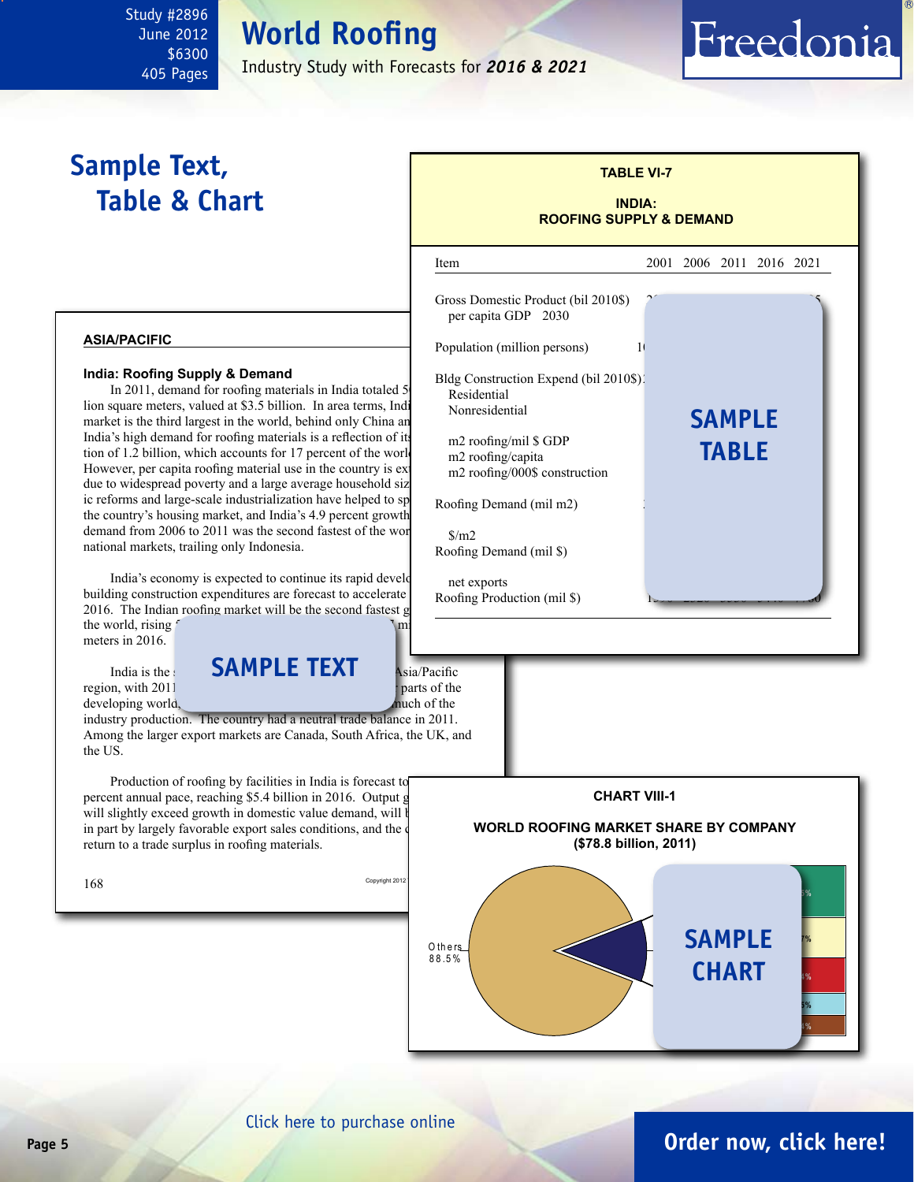# Sample Text, Table & Chart

## ASIA/PACIFIC

### India: Roofing Supply & Demand

In 2011, demand for roofing materials in India totaled 5 lion square meters, valued at $3.5 billion. In area terms, Indi market is the third largest in the world, behind only China an India's high demand for roofing materials is a reflection of its tion of 1.2 billion, which accounts for 17 percent of the worl However, per capita roofing material use in the country is ex due to widespread poverty and a large average household siz ic reforms and large-scale industrialization have helped to sp the country's housing market, and India's 4.9 percent growth demand from 2006 to 2011 was the second fastest of the wor national markets, trailing only Indonesia.

India's economy is expected to continue its rapid develo building construction expenditures are forecast to accelerate 2016. The Indian roofing market will be the second fastest g the world, rising meters in 2016.

**SAMPLE TEXT**

India is the region, with 2011 developing world, Asia/Pacific parts of the much of the industry production. The country had a neutral trade balance in 2011. Among the larger export markets are Canada, South Africa, the UK, and the US.

Production of roofing by facilities in India is forecast to percent annual pace, reaching $5.4 billion in 2016. Output g will slightly exceed growth in domestic value demand, will in part by largely favorable export sales conditions, and the return to a trade surplus in roofing materials.

**TABLE VI-7**

**INDIA: ROOFING SUPPLY & DEMAND**

| Item | 2001 | 2006 | 2011 | 2016 | 2021 |
|---|---|---|---|---|---|
| Gross Domestic Product (bil 2010$) | | | | | |
| per capita GDP | | | | | |
| Population (million persons) | | | | | |
| Bldg Construction Expend (bil 2010$) | | | | | |
| Residential | | | | | |
| Nonresidential | | | | | |
| m2 roofing/mil $ GDP | | | | | |
| m2 roofing/capita | | | | | |
| m2 roofing/000$ construction | | | | | |
| Roofing Demand (mil m2) | | | | | |
| $/m2 | | | | | |
| Roofing Demand (mil $) | | | | | |
| net exports | | | | | |
| Roofing Production (mil $) | | | | | |

**SAMPLE TABLE**

**CHART VIII-1**

**WORLD ROOFING MARKET SHARE BY COMPANY ($78.8 billion, 2011)**

Others 88.5%

**SAMPLE CHART**

Click here to purchase online

Order now, click here!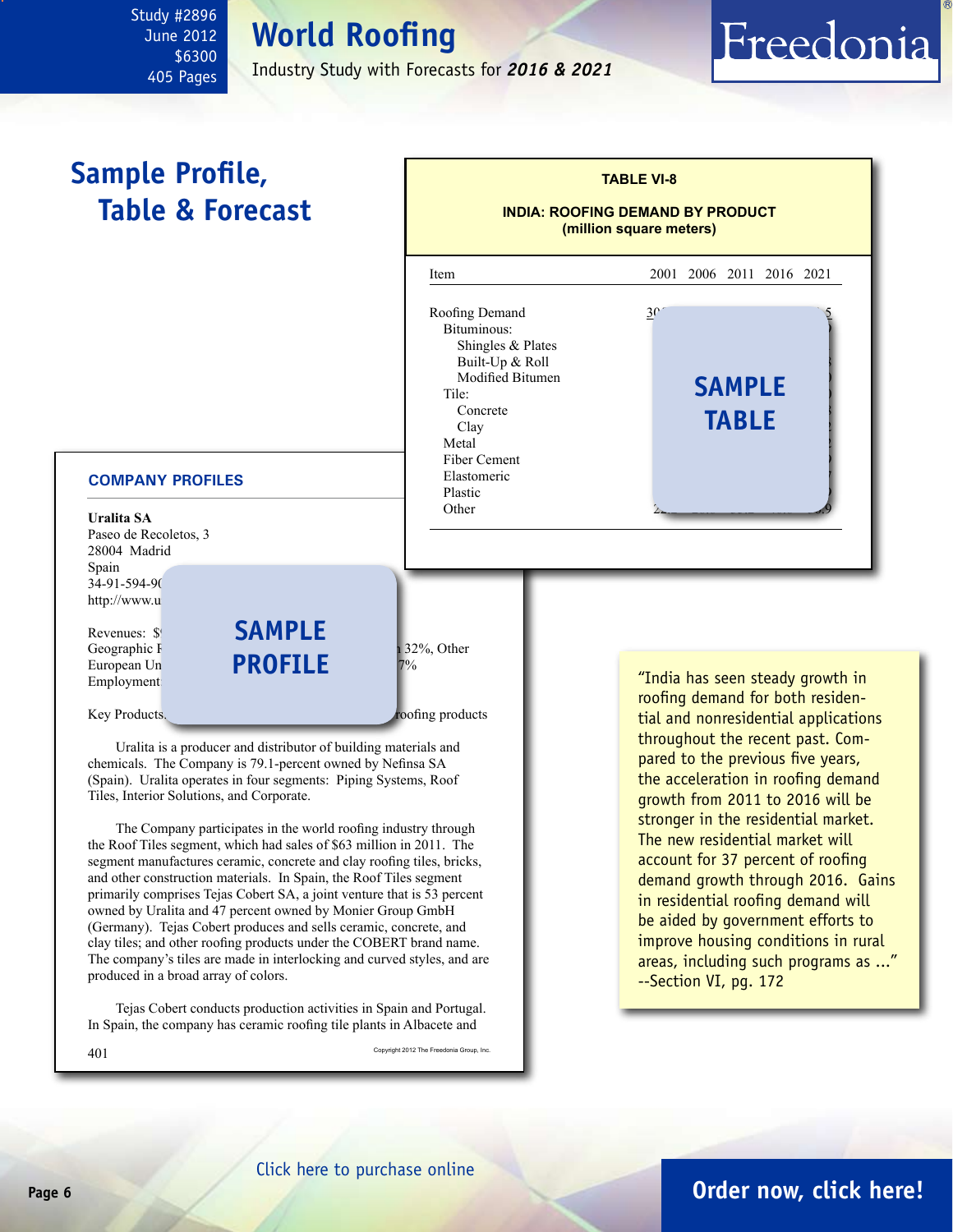Study #2896
June 2012
$6300
405 Pages

# World Roofing

Industry Study with Forecasts for ***2016 & 2021***

## Sample Profile, Table & Forecast

**TABLE VI-8**

**INDIA: ROOFING DEMAND BY PRODUCT (million square meters)**

| Item | 2001 | 2006 | 2011 | 2016 | 2021 |
|---|---|---|---|---|---|
| Roofing Demand | | | | | |
| Bituminous: | | | | | |
| Shingles & Plates | | | | | |
| Built-Up & Roll | | | | | |
| Modified Bitumen | | | | | |
| Tile: | | | | | |
| Concrete | | | | | |
| Clay | | | | | |
| Metal | | | | | |
| Fiber Cement | | | | | |
| Elastomeric | | | | | |
| Plastic | | | | | |
| Other | | | | | |

SAMPLE TABLE

### COMPANY PROFILES

**Uralita SA**
Paseo de Recoletos, 3
28004 Madrid
Spain
34-91-594-9
http://www.u

Revenues: $
Geographic 32%, Other
European Un 7%
Employment

Key Products roofing products

SAMPLE PROFILE

Uralita is a producer and distributor of building materials and chemicals. The Company is 79.1-percent owned by Nefinsa SA (Spain). Uralita operates in four segments: Piping Systems, Roof Tiles, Interior Solutions, and Corporate.

The Company participates in the world roofing industry through the Roof Tiles segment, which had sales of $63 million in 2011. The segment manufactures ceramic, concrete and clay roofing tiles, bricks, and other construction materials. In Spain, the Roof Tiles segment primarily comprises Tejas Cobert SA, a joint venture that is 53 percent owned by Uralita and 47 percent owned by Monier Group GmbH (Germany). Tejas Cobert produces and sells ceramic, concrete, and clay tiles; and other roofing products under the COBERT brand name. The company's tiles are made in interlocking and curved styles, and are produced in a broad array of colors.

Tejas Cobert conducts production activities in Spain and Portugal. In Spain, the company has ceramic roofing tile plants in Albacete and

401 Copyright 2012 The Freedonia Group, Inc.

"India has seen steady growth in roofing demand for both residential and nonresidential applications throughout the recent past. Compared to the previous five years, the acceleration in roofing demand growth from 2011 to 2016 will be stronger in the residential market. The new residential market will account for 37 percent of roofing demand growth through 2016. Gains in residential roofing demand will be aided by government efforts to improve housing conditions in rural areas, including such programs as ..."
--Section VI, pg. 172

Click here to purchase online

**Order now, click here!**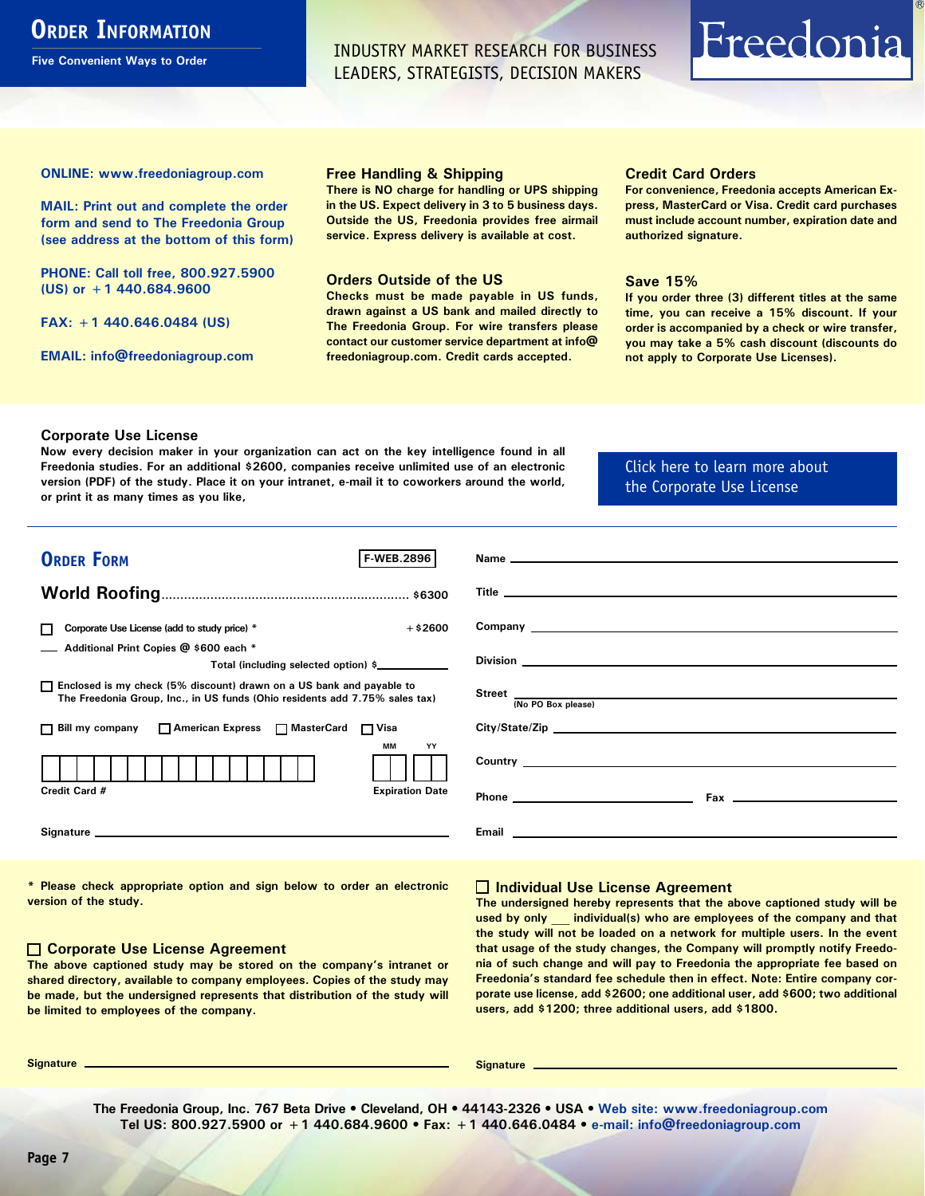# Order Information

Five Convenient Ways to Order

INDUSTRY MARKET RESEARCH FOR BUSINESS LEADERS, STRATEGISTS, DECISION MAKERS

Freedonia®

**ONLINE: www.freedoniagroup.com**

**MAIL: Print out and complete the order form and send to The Freedonia Group (see address at the bottom of this form)**

**PHONE: Call toll free, 800.927.5900 (US) or +1 440.684.9600**

**FAX: +1 440.646.0484 (US)**

**EMAIL: info@freedoniagroup.com**

### Free Handling & Shipping

There is NO charge for handling or UPS shipping in the US. Expect delivery in 3 to 5 business days. Outside the US, Freedonia provides free airmail service. Express delivery is available at cost.

### Orders Outside of the US

Checks must be made payable in US funds, drawn against a US bank and mailed directly to The Freedonia Group. For wire transfers please contact our customer service department at info@freedoniagroup.com. Credit cards accepted.

### Credit Card Orders

For convenience, Freedonia accepts American Express, MasterCard or Visa. Credit card purchases must include account number, expiration date and authorized signature.

### Save 15%

If you order three (3) different titles at the same time, you can receive a 15% discount. If your order is accompanied by a check or wire transfer, you may take a 5% cash discount (discounts do not apply to Corporate Use Licenses).

### Corporate Use License

Now every decision maker in your organization can act on the key intelligence found in all Freedonia studies. For an additional $2600, companies receive unlimited use of an electronic version (PDF) of the study. Place it on your intranet, e-mail it to coworkers around the world, or print it as many times as you like,

Click here to learn more about the Corporate Use License

## Order Form

F-WEB.2896

**World Roofing**................................................................. $6300

☐ Corporate Use License (add to study price) * +$2600

___ Additional Print Copies @ $600 each *

Total (including selected option) $__________

☐ Enclosed is my check (5% discount) drawn on a US bank and payable to The Freedonia Group, Inc., in US funds (Ohio residents add 7.75% sales tax)

☐ Bill my company ☐ American Express ☐ MasterCard ☐ Visa

Credit Card # ____________ Expiration Date MM __ YY __

Signature ____________

Name ____________

Title ____________

Company ____________

Division ____________

Street ____________ (No PO Box please)

City/State/Zip ____________

Country ____________

Phone ____________ Fax ____________

Email ____________

\* Please check appropriate option and sign below to order an electronic version of the study.

### ☐ Corporate Use License Agreement

The above captioned study may be stored on the company's intranet or shared directory, available to company employees. Copies of the study may be made, but the undersigned represents that distribution of the study will be limited to employees of the company.

Signature ____________

### ☐ Individual Use License Agreement

The undersigned hereby represents that the above captioned study will be used by only ___ individual(s) who are employees of the company and that the study will not be loaded on a network for multiple users. In the event that usage of the study changes, the Company will promptly notify Freedonia of such change and will pay to Freedonia the appropriate fee based on Freedonia's standard fee schedule then in effect. Note: Entire company corporate use license, add $2600; one additional user, add $600; two additional users, add $1200; three additional users, add $1800.

Signature ____________

The Freedonia Group, Inc. 767 Beta Drive • Cleveland, OH • 44143-2326 • USA • Web site: www.freedoniagroup.com
Tel US: 800.927.5900 or +1 440.684.9600 • Fax: +1 440.646.0484 • e-mail: info@freedoniagroup.com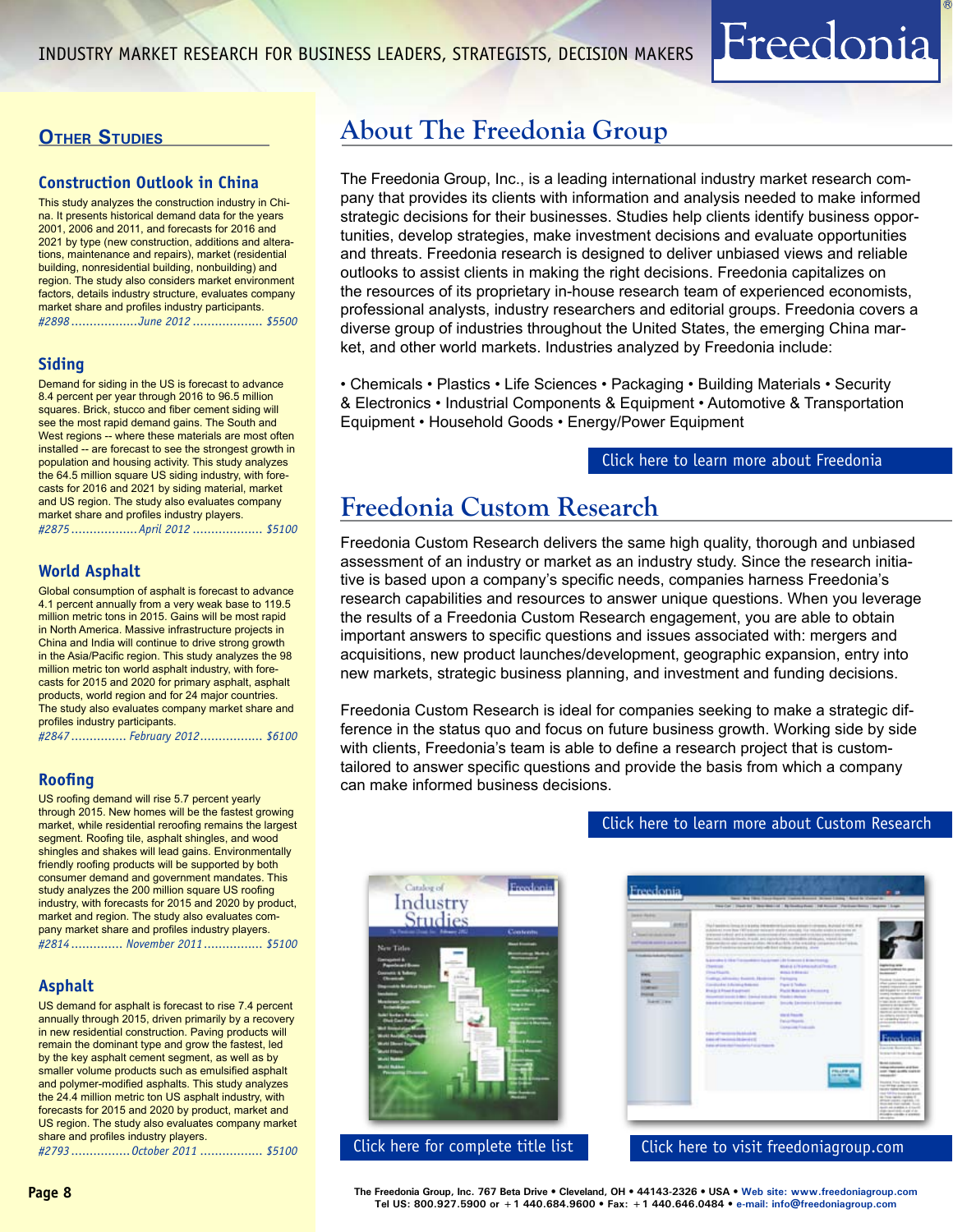INDUSTRY MARKET RESEARCH FOR BUSINESS LEADERS, STRATEGISTS, DECISION MAKERS

## Other Studies

### Construction Outlook in China

This study analyzes the construction industry in China. It presents historical demand data for the years 2001, 2006 and 2011, and forecasts for 2016 and 2021 by type (new construction, additions and alterations, maintenance and repairs), market (residential building, nonresidential building, nonbuilding) and region. The study also considers market environment factors, details industry structure, evaluates company market share and profiles industry participants.

*#2898 .................. June 2012 ................... $5500*

### Siding

Demand for siding in the US is forecast to advance 8.4 percent per year through 2016 to 96.5 million squares. Brick, stucco and fiber cement siding will see the most rapid demand gains. The South and West regions -- where these materials are most often installed -- are forecast to see the strongest growth in population and housing activity. This study analyzes the 64.5 million square US siding industry, with forecasts for 2016 and 2021 by siding material, market and US region. The study also evaluates company market share and profiles industry players.

*#2875 .................. April 2012 ................... $5100*

### World Asphalt

Global consumption of asphalt is forecast to advance 4.1 percent annually from a very weak base to 119.5 million metric tons in 2015. Gains will be most rapid in North America. Massive infrastructure projects in China and India will continue to drive strong growth in the Asia/Pacific region. This study analyzes the 98 million metric ton world asphalt industry, with forecasts for 2015 and 2020 for primary asphalt, asphalt products, world region and for 24 major countries. The study also evaluates company market share and profiles industry participants.

*#2847 ............... February 2012 ................. $6100*

### Roofing

US roofing demand will rise 5.7 percent yearly through 2015. New homes will be the fastest growing market, while residential reroofing remains the largest segment. Roofing tile, asphalt shingles, and wood shingles and shakes will lead gains. Environmentally friendly roofing products will be supported by both consumer demand and government mandates. This study analyzes the 200 million square US roofing industry, with forecasts for 2015 and 2020 by product, market and region. The study also evaluates company market share and profiles industry players.

*#2814 .............. November 2011 ................ $5100*

### Asphalt

US demand for asphalt is forecast to rise 7.4 percent annually through 2015, driven primarily by a recovery in new residential construction. Paving products will remain the dominant type and grow the fastest, led by the key asphalt cement segment, as well as by smaller volume products such as emulsified asphalt and polymer-modified asphalts. This study analyzes the 24.4 million metric ton US asphalt industry, with forecasts for 2015 and 2020 by product, market and US region. The study also evaluates company market share and profiles industry players.

*#2793 ................ October 2011 ................. $5100*

## About The Freedonia Group

The Freedonia Group, Inc., is a leading international industry market research company that provides its clients with information and analysis needed to make informed strategic decisions for their businesses. Studies help clients identify business opportunities, develop strategies, make investment decisions and evaluate opportunities and threats. Freedonia research is designed to deliver unbiased views and reliable outlooks to assist clients in making the right decisions. Freedonia capitalizes on the resources of its proprietary in-house research team of experienced economists, professional analysts, industry researchers and editorial groups. Freedonia covers a diverse group of industries throughout the United States, the emerging China market, and other world markets. Industries analyzed by Freedonia include:

• Chemicals • Plastics • Life Sciences • Packaging • Building Materials • Security & Electronics • Industrial Components & Equipment • Automotive & Transportation Equipment • Household Goods • Energy/Power Equipment

Click here to learn more about Freedonia

## Freedonia Custom Research

Freedonia Custom Research delivers the same high quality, thorough and unbiased assessment of an industry or market as an industry study. Since the research initiative is based upon a company's specific needs, companies harness Freedonia's research capabilities and resources to answer unique questions. When you leverage the results of a Freedonia Custom Research engagement, you are able to obtain important answers to specific questions and issues associated with: mergers and acquisitions, new product launches/development, geographic expansion, entry into new markets, strategic business planning, and investment and funding decisions.

Freedonia Custom Research is ideal for companies seeking to make a strategic difference in the status quo and focus on future business growth. Working side by side with clients, Freedonia's team is able to define a research project that is custom-tailored to answer specific questions and provide the basis from which a company can make informed business decisions.

Click here to learn more about Custom Research

Click here for complete title list

Click here to visit freedoniagroup.com

**The Freedonia Group, Inc. 767 Beta Drive • Cleveland, OH • 44143-2326 • USA • Web site: www.freedoniagroup.com**
**Tel US: 800.927.5900 or +1 440.684.9600 • Fax: +1 440.646.0484 • e-mail: info@freedoniagroup.com**